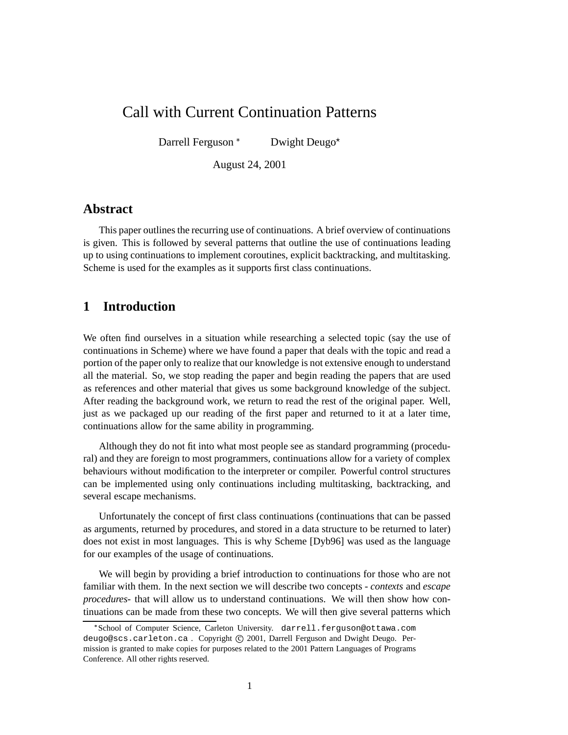# Call with Current Continuation Patterns

Darrell Ferguson * Dwight Deugo*

August 24, 2001

## Abstract

This paper outlines the recurring use of continuations. A brief overview of continuations is given. This is followed by several patterns that outline the use of continuations leading up to using continuations to implement coroutines, explicit backtracking, and multitasking. Scheme is used for the examples as it supports first class continuations.

## 1 Introduction

We often find ourselves in a situation while researching a selected topic (say the use of continuations in Scheme) where we have found a paper that deals with the topic and read a portion of the paper only to realize that our knowledge is not extensive enough to understand all the material. So, we stop reading the paper and begin reading the papers that are used as references and other material that gives us some background knowledge of the subject. After reading the background work, we return to read the rest of the original paper. Well, just as we packaged up our reading of the first paper and returned to it at a later time, continuations allow for the same ability in programming.

Although they do not fit into what most people see as standard programming (procedural) and they are foreign to most programmers, continuations allow for a variety of complex behaviours without modification to the interpreter or compiler. Powerful control structures can be implemented using only continuations including multitasking, backtracking, and several escape mechanisms.

Unfortunately the concept of first class continuations (continuations that can be passed as arguments, returned by procedures, and stored in a data structure to be returned to later) does not exist in most languages. This is why Scheme [Dyb96] was used as the language for our examples of the usage of continuations.

We will begin by providing a brief introduction to continuations for those who are not familiar with them. In the next section we will describe two concepts - *contexts* and *escape procedures*- that will allow us to understand continuations. We will then show how continuations can be made from these two concepts. We will then give several patterns which

*School of Computer Science, Carleton University. darrell.ferguson@ottawa.com deugo@scs.carleton.ca . Copyright © 2001, Darrell Ferguson and Dwight Deugo. Permission is granted to make copies for purposes related to the 2001 Pattern Languages of Programs Conference. All other rights reserved.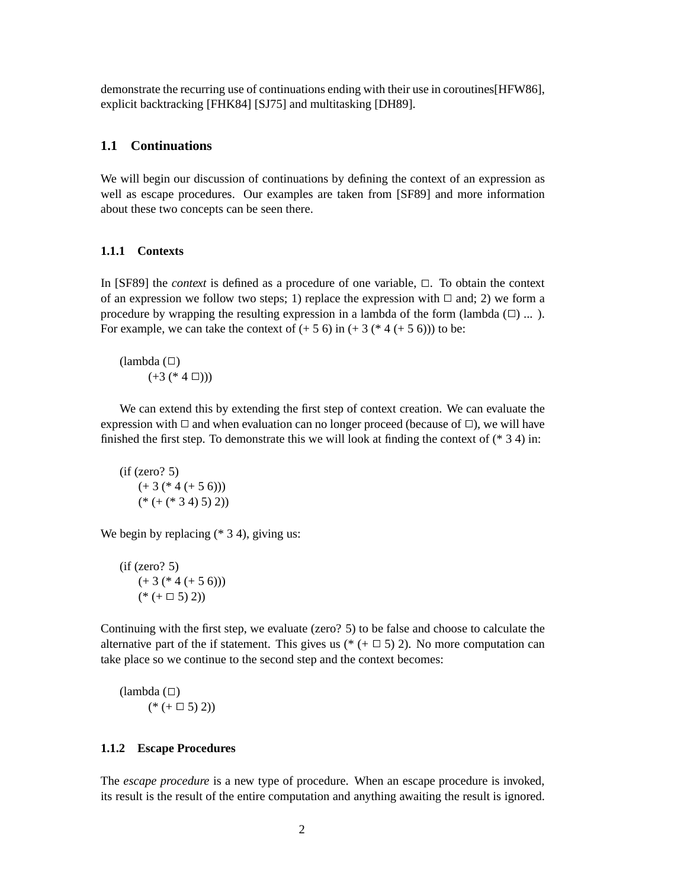demonstrate the recurring use of continuations ending with their use in coroutines[HFW86], explicit backtracking [FHK84] [SJ75] and multitasking [DH89].

## 1.1 Continuations

We will begin our discussion of continuations by defining the context of an expression as well as escape procedures. Our examples are taken from [SF89] and more information about these two concepts can be seen there.

### 1.1.1 Contexts

In [SF89] the *context* is defined as a procedure of one variable, □. To obtain the context of an expression we follow two steps; 1) replace the expression with □ and; 2) we form a procedure by wrapping the resulting expression in a lambda of the form (lambda (□) ... ). For example, we can take the context of (+ 5 6) in (+ 3 (* 4 (+ 5 6))) to be:

```
(lambda (□)
    (+3 (* 4 □)))
```

We can extend this by extending the first step of context creation. We can evaluate the expression with □ and when evaluation can no longer proceed (because of □), we will have finished the first step. To demonstrate this we will look at finding the context of (* 3 4) in:

```
(if (zero? 5)
    (+ 3 (* 4 (+ 5 6)))
    (* (+ (* 3 4) 5) 2))
```

We begin by replacing (* 3 4), giving us:

```
(if (zero? 5)
    (+ 3 (* 4 (+ 5 6)))
    (* (+ □ 5) 2))
```

Continuing with the first step, we evaluate (zero? 5) to be false and choose to calculate the alternative part of the if statement. This gives us (* (+ □ 5) 2). No more computation can take place so we continue to the second step and the context becomes:

```
(lambda (□)
    (* (+ □ 5) 2))
```

### 1.1.2 Escape Procedures

The *escape procedure* is a new type of procedure. When an escape procedure is invoked, its result is the result of the entire computation and anything awaiting the result is ignored.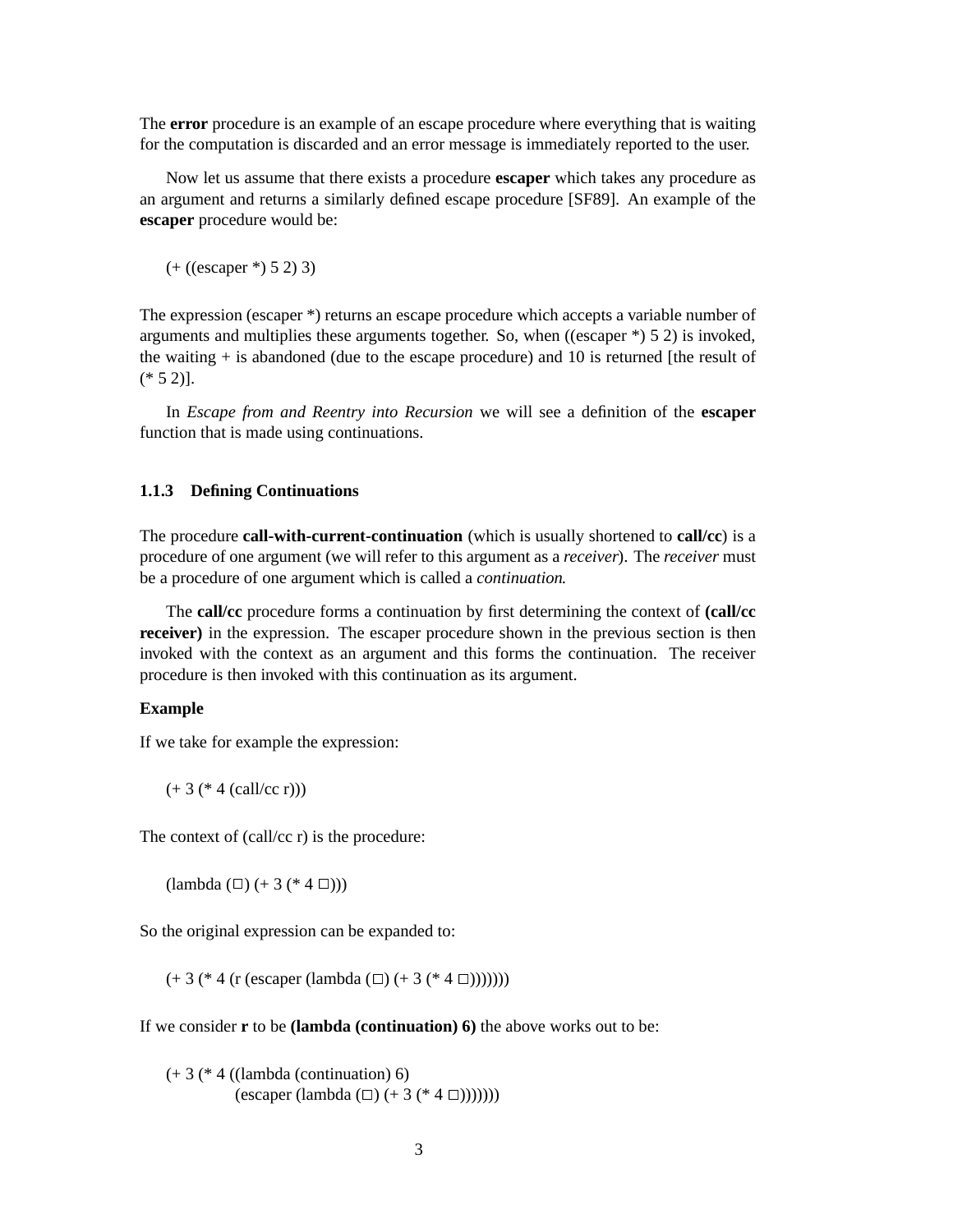The **error** procedure is an example of an escape procedure where everything that is waiting for the computation is discarded and an error message is immediately reported to the user.

Now let us assume that there exists a procedure **escaper** which takes any procedure as an argument and returns a similarly defined escape procedure [SF89]. An example of the **escaper** procedure would be:

```
(+ ((escaper *) 5 2) 3)
```

The expression (escaper *) returns an escape procedure which accepts a variable number of arguments and multiplies these arguments together. So, when ((escaper *) 5 2) is invoked, the waiting + is abandoned (due to the escape procedure) and 10 is returned [the result of (* 5 2)].

In *Escape from and Reentry into Recursion* we will see a definition of the **escaper** function that is made using continuations.

### 1.1.3 Defining Continuations

The procedure **call-with-current-continuation** (which is usually shortened to **call/cc**) is a procedure of one argument (we will refer to this argument as a *receiver*). The *receiver* must be a procedure of one argument which is called a *continuation*.

The **call/cc** procedure forms a continuation by first determining the context of **(call/cc receiver)** in the expression. The escaper procedure shown in the previous section is then invoked with the context as an argument and this forms the continuation. The receiver procedure is then invoked with this continuation as its argument.

**Example**

If we take for example the expression:

```
(+ 3 (* 4 (call/cc r)))
```

The context of (call/cc r) is the procedure:

```
(lambda (□) (+ 3 (* 4 □)))
```

So the original expression can be expanded to:

```
(+ 3 (* 4 (r (escaper (lambda (□) (+ 3 (* 4 □)))))))
```

If we consider **r** to be **(lambda (continuation) 6)** the above works out to be:

```
(+ 3 (* 4 ((lambda (continuation) 6)
           (escaper (lambda (□) (+ 3 (* 4 □)))))))
```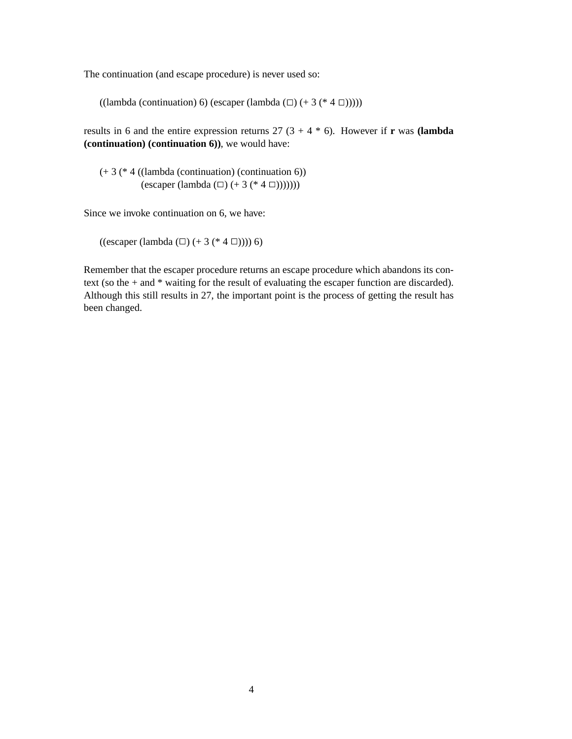The continuation (and escape procedure) is never used so:

```
((lambda (continuation) 6) (escaper (lambda (□) (+ 3 (* 4 □)))))
```

results in 6 and the entire expression returns 27 (3 + 4 * 6). However if **r** was **(lambda (continuation) (continuation 6))**, we would have:

```
(+ 3 (* 4 ((lambda (continuation) (continuation 6))
           (escaper (lambda (□) (+ 3 (* 4 □)))))))
```

Since we invoke continuation on 6, we have:

```
((escaper (lambda (□) (+ 3 (* 4 □)))) 6)
```

Remember that the escaper procedure returns an escape procedure which abandons its context (so the + and * waiting for the result of evaluating the escaper function are discarded). Although this still results in 27, the important point is the process of getting the result has been changed.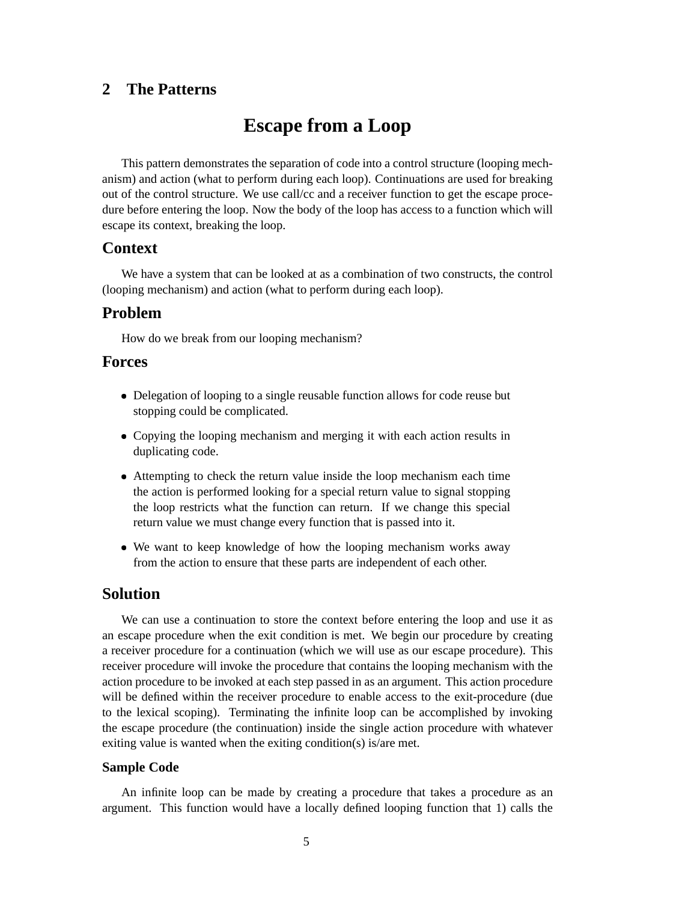## 2 The Patterns

# Escape from a Loop

This pattern demonstrates the separation of code into a control structure (looping mechanism) and action (what to perform during each loop). Continuations are used for breaking out of the control structure. We use call/cc and a receiver function to get the escape procedure before entering the loop. Now the body of the loop has access to a function which will escape its context, breaking the loop.

## Context

We have a system that can be looked at as a combination of two constructs, the control (looping mechanism) and action (what to perform during each loop).

## Problem

How do we break from our looping mechanism?

## Forces

- Delegation of looping to a single reusable function allows for code reuse but stopping could be complicated.
- Copying the looping mechanism and merging it with each action results in duplicating code.
- Attempting to check the return value inside the loop mechanism each time the action is performed looking for a special return value to signal stopping the loop restricts what the function can return. If we change this special return value we must change every function that is passed into it.
- We want to keep knowledge of how the looping mechanism works away from the action to ensure that these parts are independent of each other.

## Solution

We can use a continuation to store the context before entering the loop and use it as an escape procedure when the exit condition is met. We begin our procedure by creating a receiver procedure for a continuation (which we will use as our escape procedure). This receiver procedure will invoke the procedure that contains the looping mechanism with the action procedure to be invoked at each step passed in as an argument. This action procedure will be defined within the receiver procedure to enable access to the exit-procedure (due to the lexical scoping). Terminating the infinite loop can be accomplished by invoking the escape procedure (the continuation) inside the single action procedure with whatever exiting value is wanted when the exiting condition(s) is/are met.

### Sample Code

An infinite loop can be made by creating a procedure that takes a procedure as an argument. This function would have a locally defined looping function that 1) calls the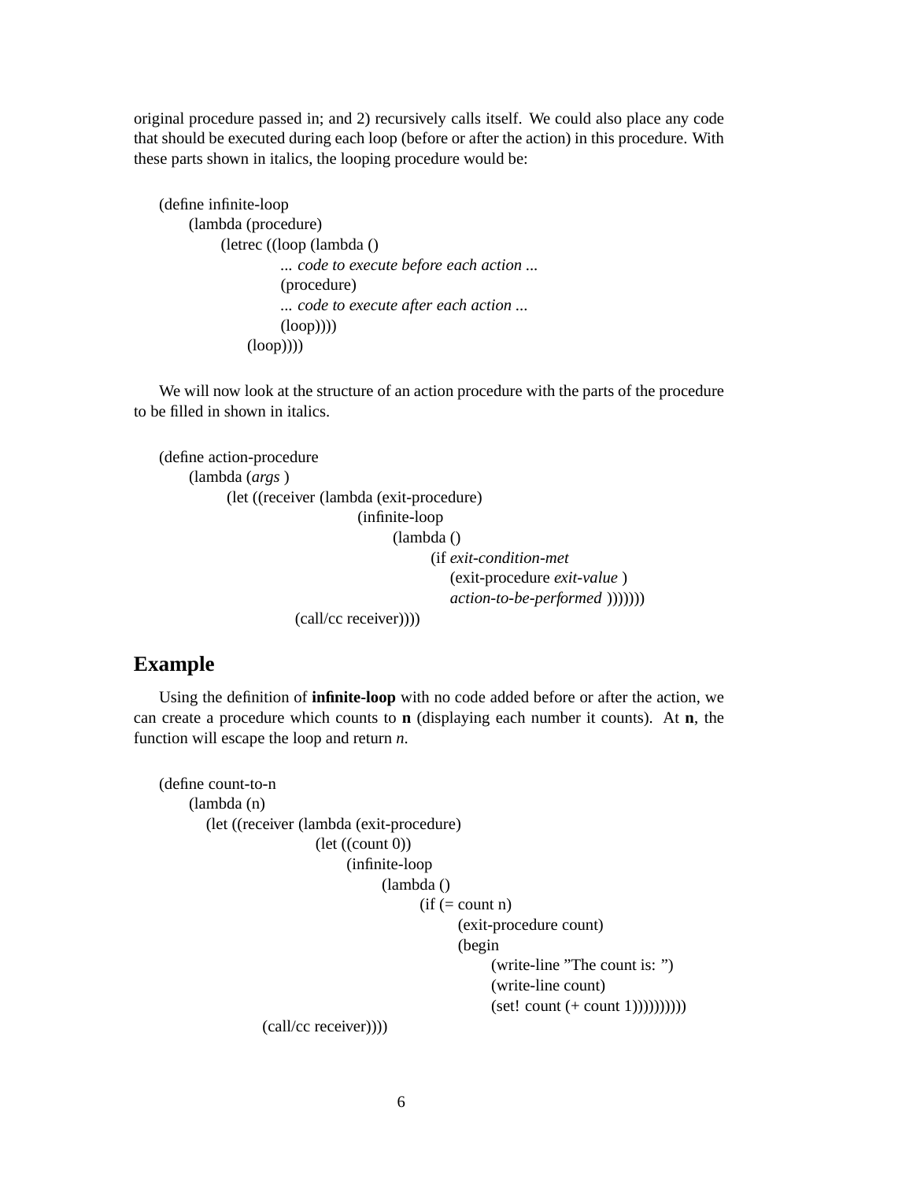original procedure passed in; and 2) recursively calls itself. We could also place any code that should be executed during each loop (before or after the action) in this procedure. With these parts shown in italics, the looping procedure would be:

```
(define infinite-loop
    (lambda (procedure)
        (letrec ((loop (lambda ()
                    ... code to execute before each action ...
                    (procedure)
                    ... code to execute after each action ...
                    (loop))))
            (loop))))
```

We will now look at the structure of an action procedure with the parts of the procedure to be filled in shown in italics.

```
(define action-procedure
    (lambda (args )
        (let ((receiver (lambda (exit-procedure)
                            (infinite-loop
                                (lambda ()
                                    (if exit-condition-met
                                        (exit-procedure exit-value )
                                        action-to-be-performed )))))))
            (call/cc receiver))))
```

## Example

Using the definition of **infinite-loop** with no code added before or after the action, we can create a procedure which counts to **n** (displaying each number it counts). At **n**, the function will escape the loop and return *n*.

```
(define count-to-n
    (lambda (n)
        (let ((receiver (lambda (exit-procedure)
                            (let ((count 0))
                                (infinite-loop
                                    (lambda ()
                                        (if (= count n)
                                            (exit-procedure count)
                                            (begin
                                                (write-line "The count is: ")
                                                (write-line count)
                                                (set! count (+ count 1))))))))))
            (call/cc receiver))))
```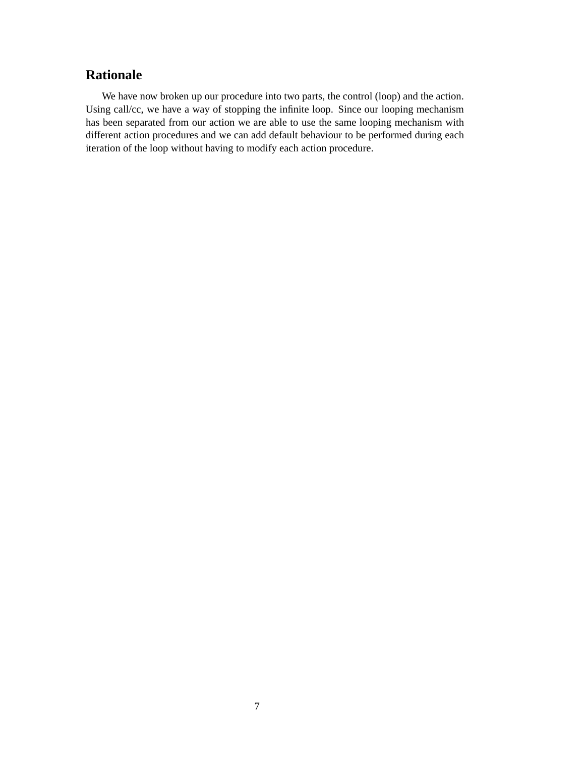## Rationale

We have now broken up our procedure into two parts, the control (loop) and the action. Using call/cc, we have a way of stopping the infinite loop. Since our looping mechanism has been separated from our action we are able to use the same looping mechanism with different action procedures and we can add default behaviour to be performed during each iteration of the loop without having to modify each action procedure.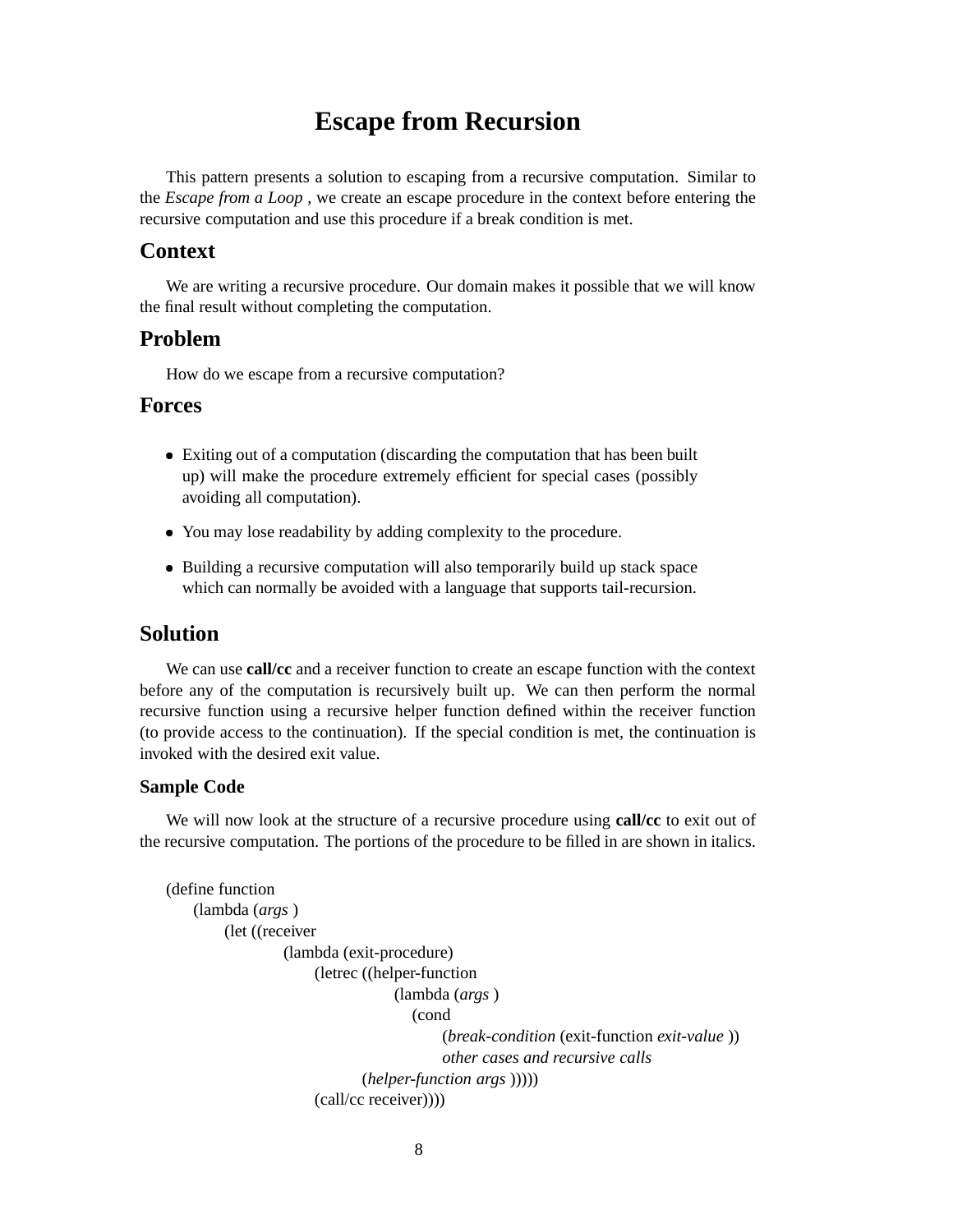# Escape from Recursion

This pattern presents a solution to escaping from a recursive computation. Similar to the *Escape from a Loop* , we create an escape procedure in the context before entering the recursive computation and use this procedure if a break condition is met.

## Context

We are writing a recursive procedure. Our domain makes it possible that we will know the final result without completing the computation.

## Problem

How do we escape from a recursive computation?

## Forces

- Exiting out of a computation (discarding the computation that has been built up) will make the procedure extremely efficient for special cases (possibly avoiding all computation).
- You may lose readability by adding complexity to the procedure.
- Building a recursive computation will also temporarily build up stack space which can normally be avoided with a language that supports tail-recursion.

## Solution

We can use **call/cc** and a receiver function to create an escape function with the context before any of the computation is recursively built up. We can then perform the normal recursive function using a recursive helper function defined within the receiver function (to provide access to the continuation). If the special condition is met, the continuation is invoked with the desired exit value.

### Sample Code

We will now look at the structure of a recursive procedure using **call/cc** to exit out of the recursive computation. The portions of the procedure to be filled in are shown in italics.

```
(define function
    (lambda (args )
        (let ((receiver
                (lambda (exit-procedure)
                    (letrec ((helper-function
                                (lambda (args )
                                    (cond
                                        (break-condition (exit-function exit-value ))
                                        other cases and recursive calls
                        (helper-function args )))))
                    (call/cc receiver))))
```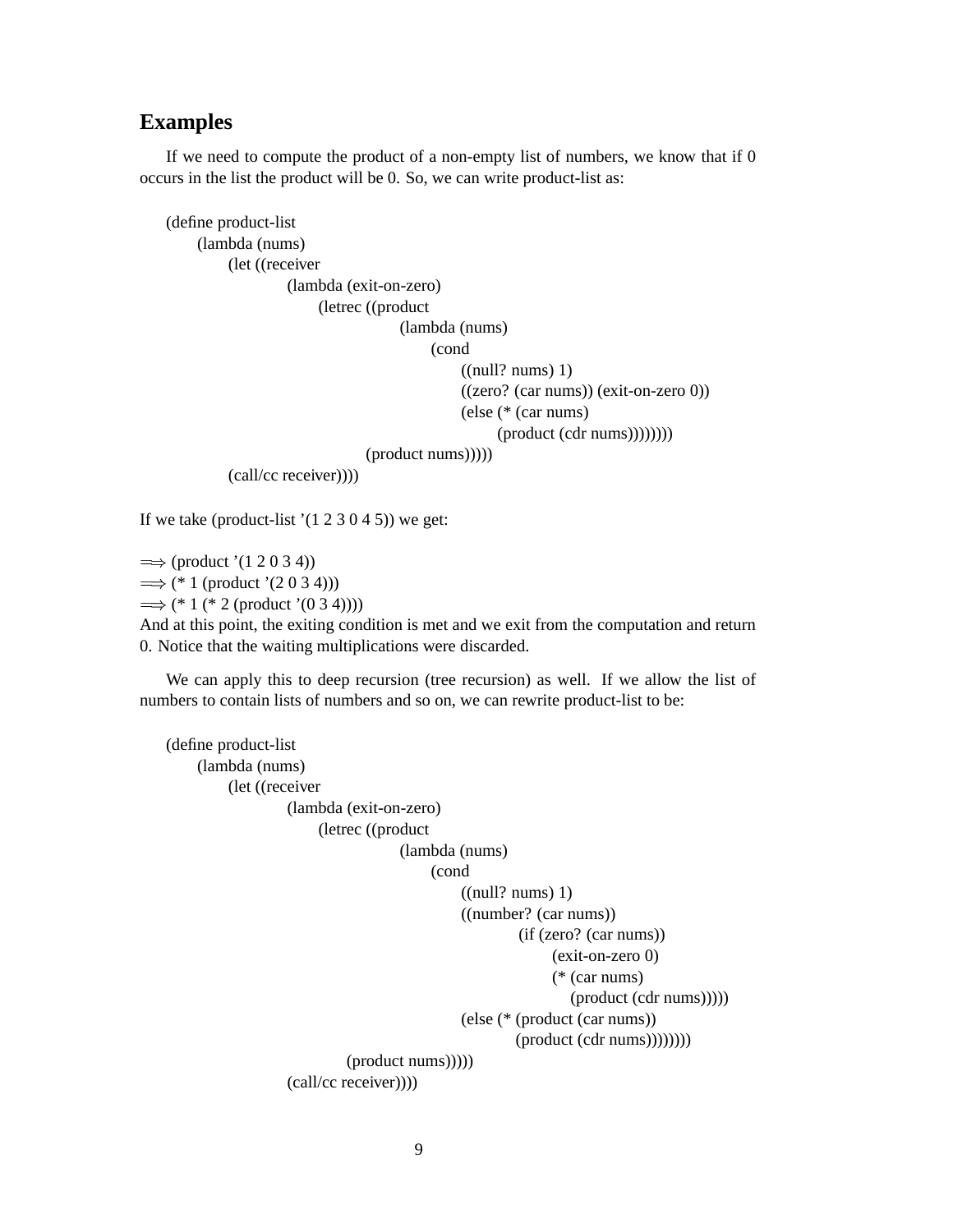## Examples

If we need to compute the product of a non-empty list of numbers, we know that if 0 occurs in the list the product will be 0. So, we can write product-list as:

```
(define product-list
  (lambda (nums)
    (let ((receiver
           (lambda (exit-on-zero)
             (letrec ((product
                       (lambda (nums)
                         (cond
                           ((null? nums) 1)
                           ((zero? (car nums)) (exit-on-zero 0))
                           (else (* (car nums)
                                    (product (cdr nums))))))))
               (product nums)))))
      (call/cc receiver))))
```

If we take (product-list ’(1 2 3 0 4 5)) we get:

```
⟹ (product '(1 2 0 3 4))
⟹ (* 1 (product '(2 0 3 4)))
⟹ (* 1 (* 2 (product '(0 3 4))))
```

And at this point, the exiting condition is met and we exit from the computation and return 0. Notice that the waiting multiplications were discarded.

We can apply this to deep recursion (tree recursion) as well. If we allow the list of numbers to contain lists of numbers and so on, we can rewrite product-list to be:

```
(define product-list
  (lambda (nums)
    (let ((receiver
           (lambda (exit-on-zero)
             (letrec ((product
                       (lambda (nums)
                         (cond
                           ((null? nums) 1)
                           ((number? (car nums))
                            (if (zero? (car nums))
                                (exit-on-zero 0)
                                (* (car nums)
                                   (product (cdr nums)))))
                           (else (* (product (car nums))
                                    (product (cdr nums))))))))
               (product nums)))))
      (call/cc receiver))))
```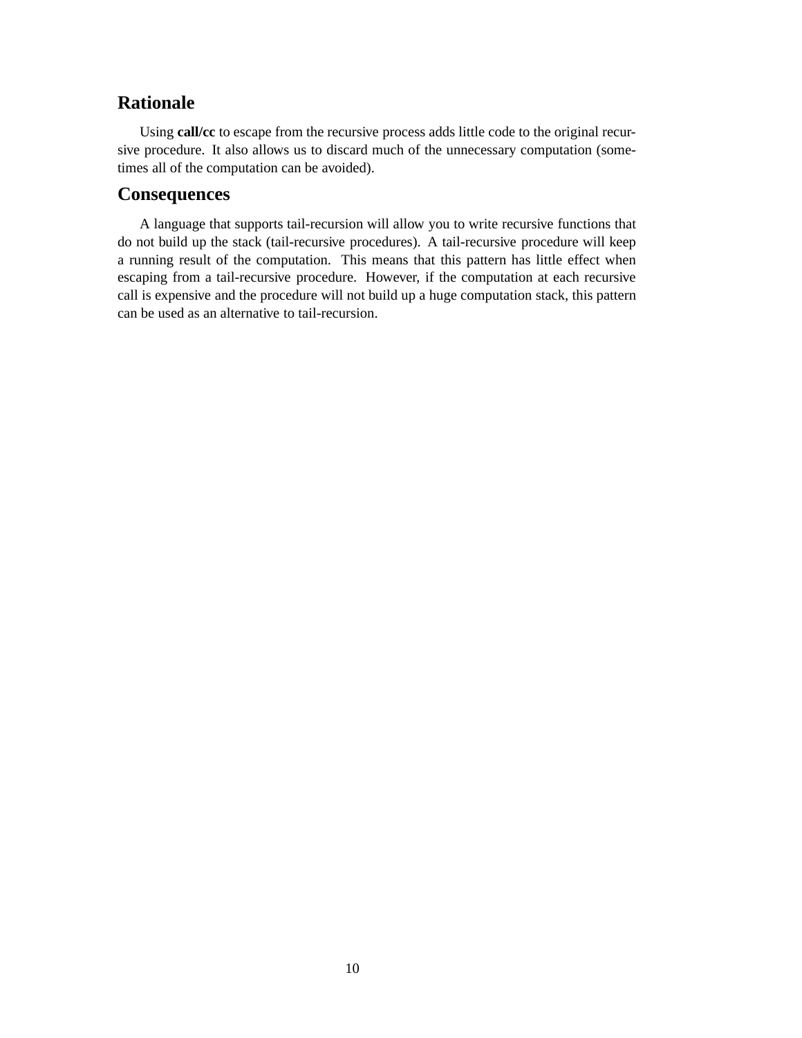## Rationale

Using **call/cc** to escape from the recursive process adds little code to the original recursive procedure. It also allows us to discard much of the unnecessary computation (sometimes all of the computation can be avoided).

## Consequences

A language that supports tail-recursion will allow you to write recursive functions that do not build up the stack (tail-recursive procedures). A tail-recursive procedure will keep a running result of the computation. This means that this pattern has little effect when escaping from a tail-recursive procedure. However, if the computation at each recursive call is expensive and the procedure will not build up a huge computation stack, this pattern can be used as an alternative to tail-recursion.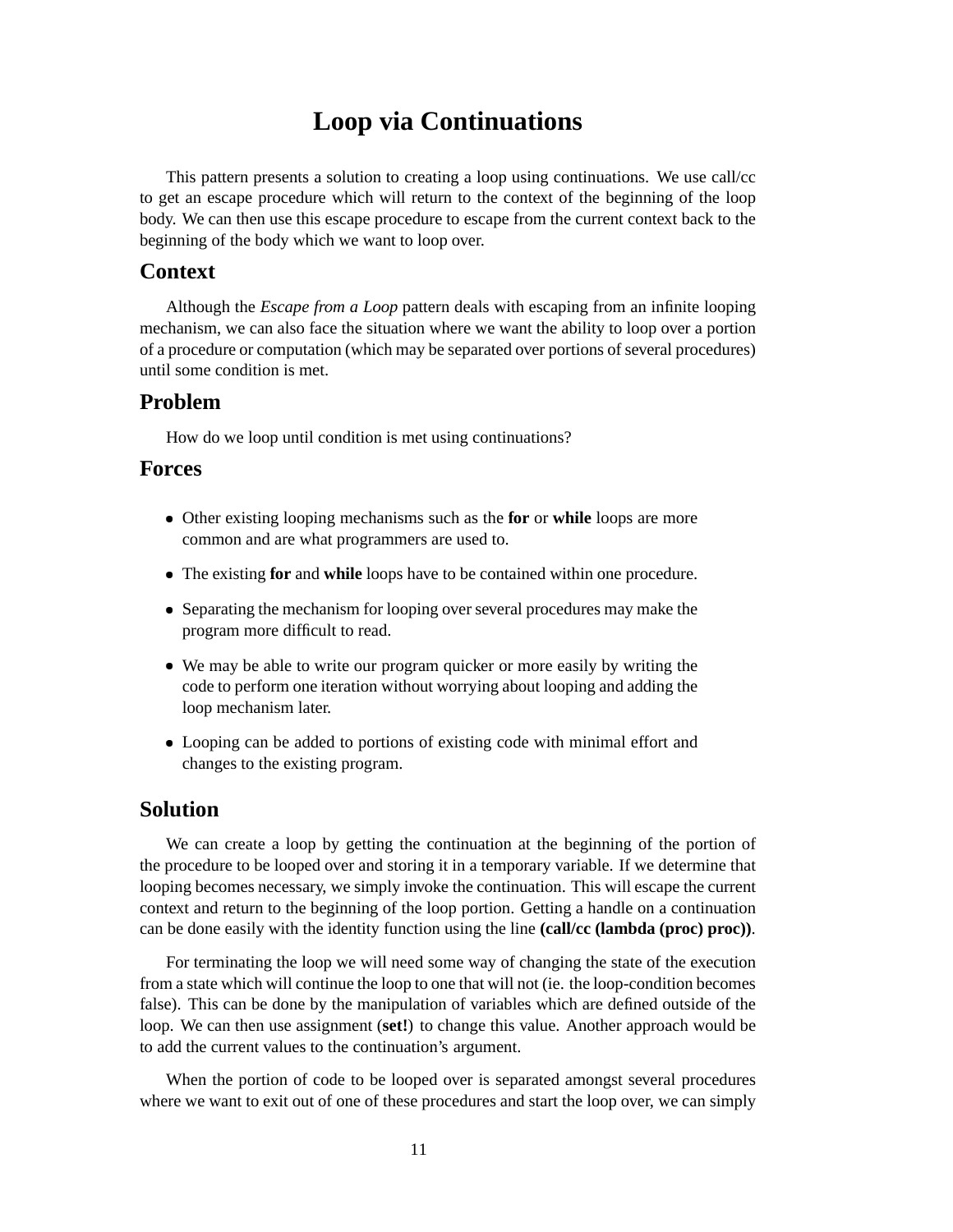# Loop via Continuations

This pattern presents a solution to creating a loop using continuations. We use call/cc to get an escape procedure which will return to the context of the beginning of the loop body. We can then use this escape procedure to escape from the current context back to the beginning of the body which we want to loop over.

## Context

Although the *Escape from a Loop* pattern deals with escaping from an infinite looping mechanism, we can also face the situation where we want the ability to loop over a portion of a procedure or computation (which may be separated over portions of several procedures) until some condition is met.

## Problem

How do we loop until condition is met using continuations?

## Forces

- Other existing looping mechanisms such as the **for** or **while** loops are more common and are what programmers are used to.
- The existing **for** and **while** loops have to be contained within one procedure.
- Separating the mechanism for looping over several procedures may make the program more difficult to read.
- We may be able to write our program quicker or more easily by writing the code to perform one iteration without worrying about looping and adding the loop mechanism later.
- Looping can be added to portions of existing code with minimal effort and changes to the existing program.

## Solution

We can create a loop by getting the continuation at the beginning of the portion of the procedure to be looped over and storing it in a temporary variable. If we determine that looping becomes necessary, we simply invoke the continuation. This will escape the current context and return to the beginning of the loop portion. Getting a handle on a continuation can be done easily with the identity function using the line **(call/cc (lambda (proc) proc))**.

For terminating the loop we will need some way of changing the state of the execution from a state which will continue the loop to one that will not (ie. the loop-condition becomes false). This can be done by the manipulation of variables which are defined outside of the loop. We can then use assignment (**set!**) to change this value. Another approach would be to add the current values to the continuation's argument.

When the portion of code to be looped over is separated amongst several procedures where we want to exit out of one of these procedures and start the loop over, we can simply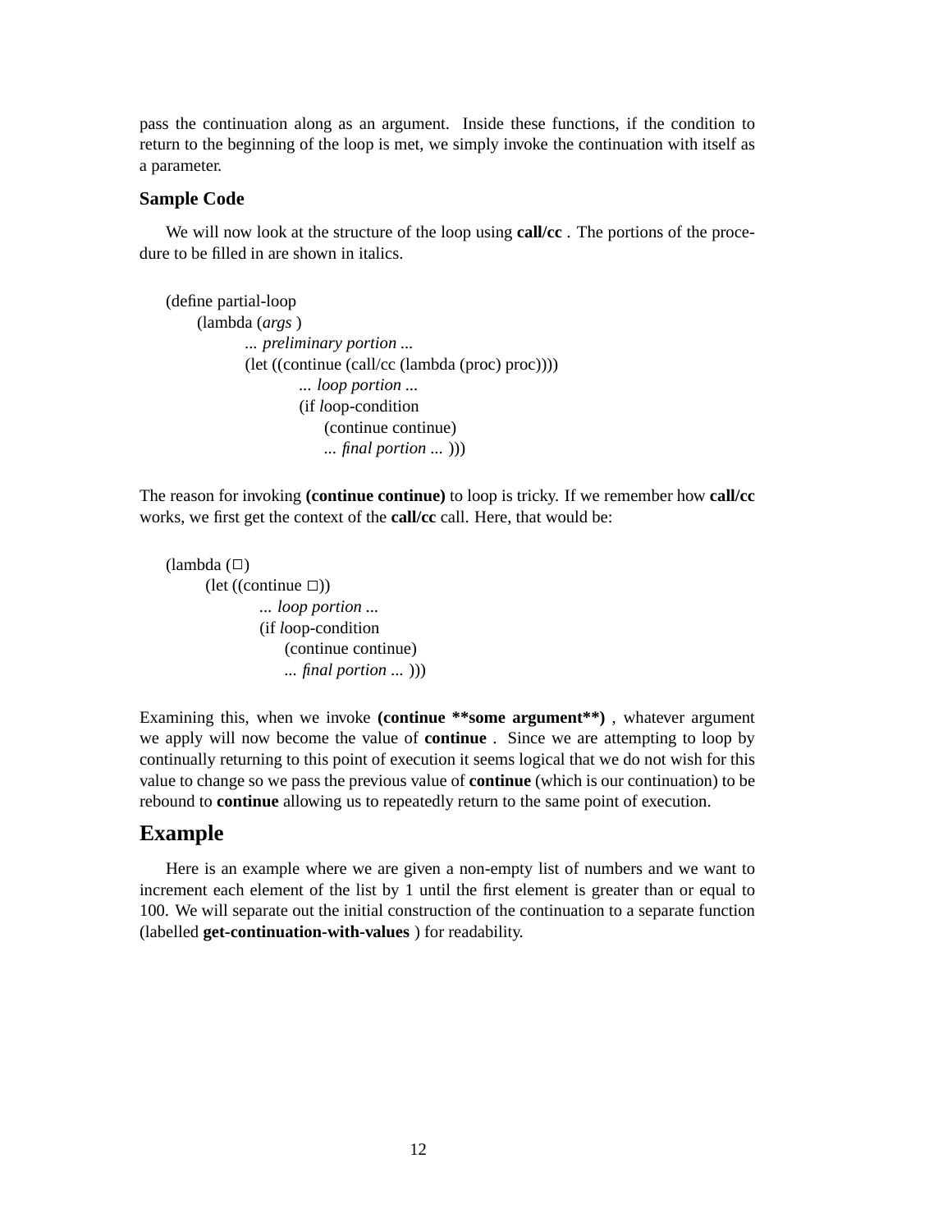pass the continuation along as an argument. Inside these functions, if the condition to return to the beginning of the loop is met, we simply invoke the continuation with itself as a parameter.

### Sample Code

We will now look at the structure of the loop using **call/cc** . The portions of the procedure to be filled in are shown in italics.

```
(define partial-loop
    (lambda (args )
        ... preliminary portion ...
        (let ((continue (call/cc (lambda (proc) proc))))
            ... loop portion ...
            (if loop-condition
                (continue continue)
                ... final portion ... )))
```

The reason for invoking **(continue continue)** to loop is tricky. If we remember how **call/cc** works, we first get the context of the **call/cc** call. Here, that would be:

```
(lambda (□)
    (let ((continue □))
        ... loop portion ...
        (if loop-condition
            (continue continue)
            ... final portion ... )))
```

Examining this, when we invoke **(continue \*\*some argument\*\*)** , whatever argument we apply will now become the value of **continue** . Since we are attempting to loop by continually returning to this point of execution it seems logical that we do not wish for this value to change so we pass the previous value of **continue** (which is our continuation) to be rebound to **continue** allowing us to repeatedly return to the same point of execution.

## Example

Here is an example where we are given a non-empty list of numbers and we want to increment each element of the list by 1 until the first element is greater than or equal to 100. We will separate out the initial construction of the continuation to a separate function (labelled **get-continuation-with-values** ) for readability.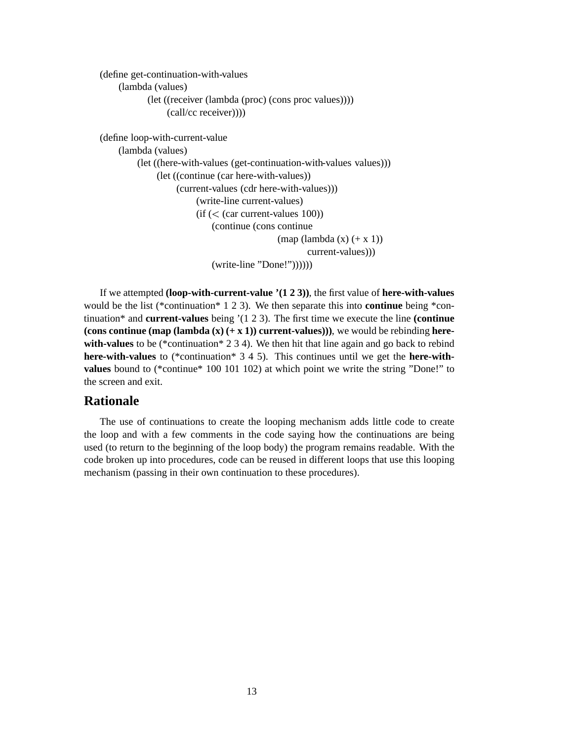```
(define get-continuation-with-values
  (lambda (values)
    (let ((receiver (lambda (proc) (cons proc values))))
      (call/cc receiver))))

(define loop-with-current-value
  (lambda (values)
    (let ((here-with-values (get-continuation-with-values values)))
      (let ((continue (car here-with-values))
            (current-values (cdr here-with-values)))
        (write-line current-values)
        (if (< (car current-values 100))
            (continue (cons continue
                            (map (lambda (x) (+ x 1))
                                 current-values)))
            (write-line "Done!"))))))
```

If we attempted **(loop-with-current-value '(1 2 3))**, the first value of **here-with-values** would be the list (*continuation* 1 2 3). We then separate this into **continue** being *continuation* and **current-values** being '(1 2 3). The first time we execute the line **(continue (cons continue (map (lambda (x) (+ x 1)) current-values)))**, we would be rebinding **here-with-values** to be (*continuation* 2 3 4). We then hit that line again and go back to rebind **here-with-values** to (*continuation* 3 4 5). This continues until we get the **here-with-values** bound to (*continue* 100 101 102) at which point we write the string "Done!" to the screen and exit.

## Rationale

The use of continuations to create the looping mechanism adds little code to create the loop and with a few comments in the code saying how the continuations are being used (to return to the beginning of the loop body) the program remains readable. With the code broken up into procedures, code can be reused in different loops that use this looping mechanism (passing in their own continuation to these procedures).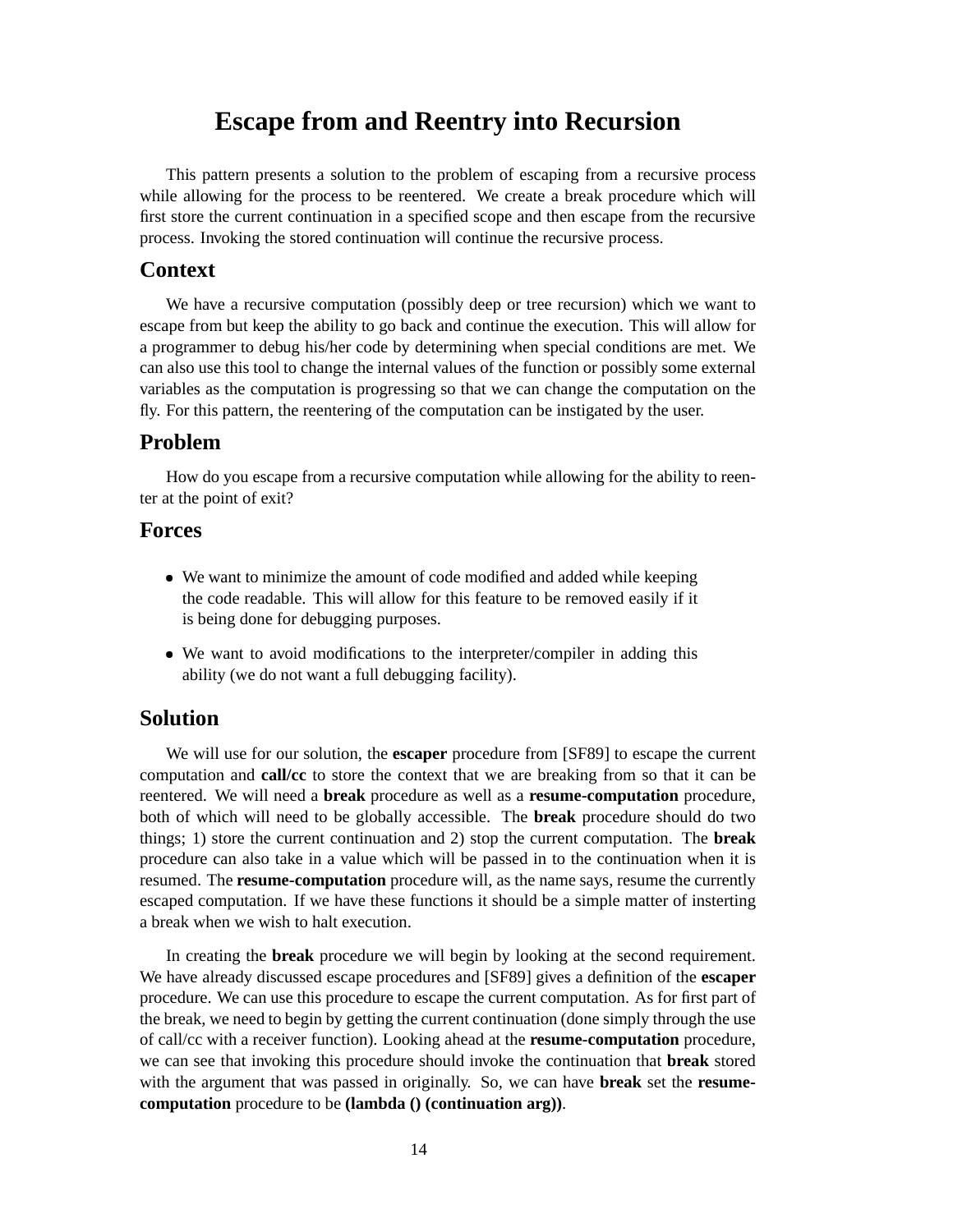# Escape from and Reentry into Recursion

This pattern presents a solution to the problem of escaping from a recursive process while allowing for the process to be reentered. We create a break procedure which will first store the current continuation in a specified scope and then escape from the recursive process. Invoking the stored continuation will continue the recursive process.

## Context

We have a recursive computation (possibly deep or tree recursion) which we want to escape from but keep the ability to go back and continue the execution. This will allow for a programmer to debug his/her code by determining when special conditions are met. We can also use this tool to change the internal values of the function or possibly some external variables as the computation is progressing so that we can change the computation on the fly. For this pattern, the reentering of the computation can be instigated by the user.

## Problem

How do you escape from a recursive computation while allowing for the ability to reenter at the point of exit?

## Forces

- We want to minimize the amount of code modified and added while keeping the code readable. This will allow for this feature to be removed easily if it is being done for debugging purposes.
- We want to avoid modifications to the interpreter/compiler in adding this ability (we do not want a full debugging facility).

## Solution

We will use for our solution, the **escaper** procedure from [SF89] to escape the current computation and **call/cc** to store the context that we are breaking from so that it can be reentered. We will need a **break** procedure as well as a **resume-computation** procedure, both of which will need to be globally accessible. The **break** procedure should do two things; 1) store the current continuation and 2) stop the current computation. The **break** procedure can also take in a value which will be passed in to the continuation when it is resumed. The **resume-computation** procedure will, as the name says, resume the currently escaped computation. If we have these functions it should be a simple matter of insterting a break when we wish to halt execution.

In creating the **break** procedure we will begin by looking at the second requirement. We have already discussed escape procedures and [SF89] gives a definition of the **escaper** procedure. We can use this procedure to escape the current computation. As for first part of the break, we need to begin by getting the current continuation (done simply through the use of call/cc with a receiver function). Looking ahead at the **resume-computation** procedure, we can see that invoking this procedure should invoke the continuation that **break** stored with the argument that was passed in originally. So, we can have **break** set the **resume-computation** procedure to be **(lambda () (continuation arg))**.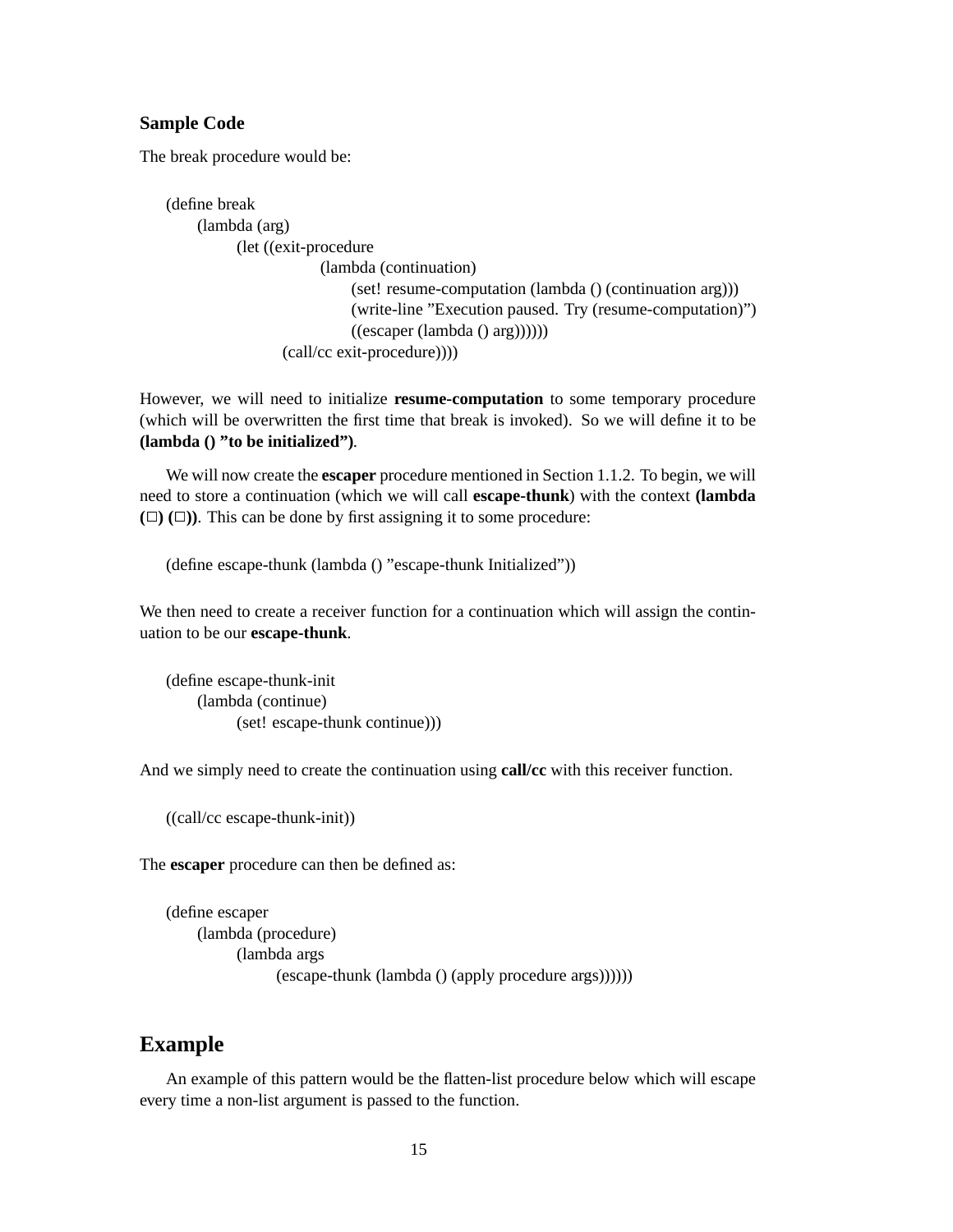### Sample Code

The break procedure would be:

```
(define break
    (lambda (arg)
        (let ((exit-procedure
                (lambda (continuation)
                    (set! resume-computation (lambda () (continuation arg)))
                    (write-line "Execution paused. Try (resume-computation)")
                    ((escaper (lambda () arg))))))
            (call/cc exit-procedure))))
```

However, we will need to initialize **resume-computation** to some temporary procedure (which will be overwritten the first time that break is invoked). So we will define it to be **(lambda () "to be initialized")**.

We will now create the **escaper** procedure mentioned in Section 1.1.2. To begin, we will need to store a continuation (which we will call **escape-thunk**) with the context **(lambda (□) (□))**. This can be done by first assigning it to some procedure:

```
(define escape-thunk (lambda () "escape-thunk Initialized"))
```

We then need to create a receiver function for a continuation which will assign the continuation to be our **escape-thunk**.

```
(define escape-thunk-init
    (lambda (continue)
        (set! escape-thunk continue)))
```

And we simply need to create the continuation using **call/cc** with this receiver function.

```
((call/cc escape-thunk-init))
```

The **escaper** procedure can then be defined as:

```
(define escaper
    (lambda (procedure)
        (lambda args
            (escape-thunk (lambda () (apply procedure args))))))
```

## Example

An example of this pattern would be the flatten-list procedure below which will escape every time a non-list argument is passed to the function.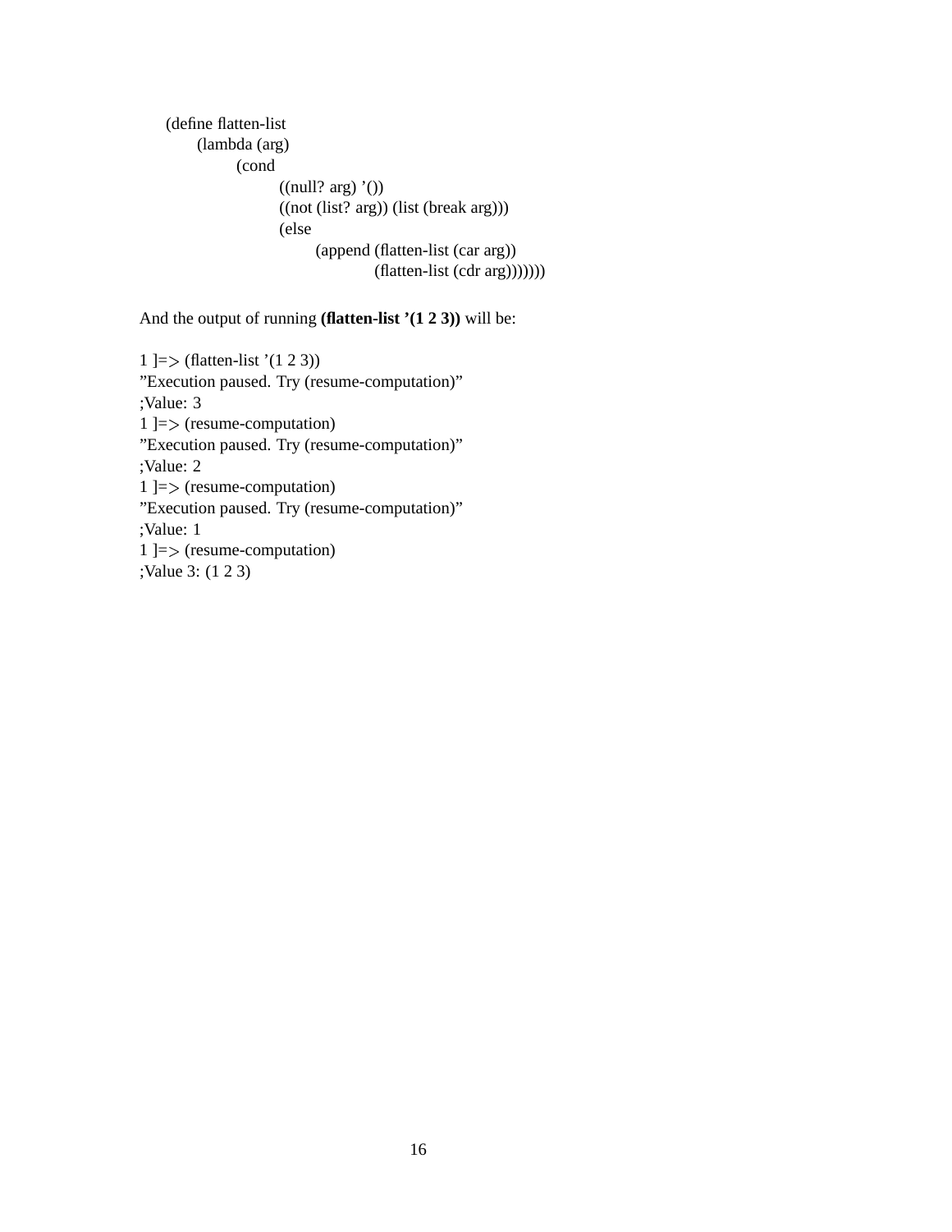```
(define flatten-list
    (lambda (arg)
        (cond
            ((null? arg) '())
            ((not (list? arg)) (list (break arg)))
            (else
                (append (flatten-list (car arg))
                        (flatten-list (cdr arg)))))))
```

And the output of running **(flatten-list '(1 2 3))** will be:

```
1 ]=> (flatten-list '(1 2 3))
"Execution paused. Try (resume-computation)"
;Value: 3
1 ]=> (resume-computation)
"Execution paused. Try (resume-computation)"
;Value: 2
1 ]=> (resume-computation)
"Execution paused. Try (resume-computation)"
;Value: 1
1 ]=> (resume-computation)
;Value 3: (1 2 3)
```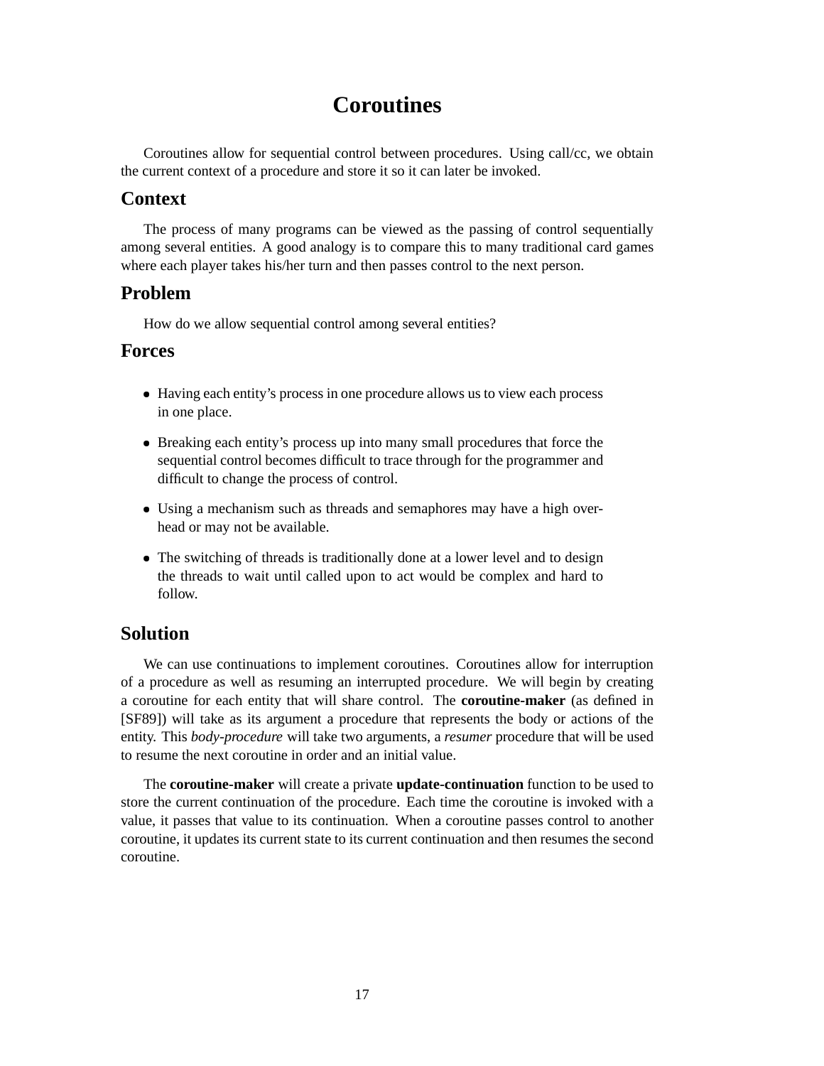# Coroutines

Coroutines allow for sequential control between procedures. Using call/cc, we obtain the current context of a procedure and store it so it can later be invoked.

## Context

The process of many programs can be viewed as the passing of control sequentially among several entities. A good analogy is to compare this to many traditional card games where each player takes his/her turn and then passes control to the next person.

## Problem

How do we allow sequential control among several entities?

## Forces

- Having each entity's process in one procedure allows us to view each process in one place.
- Breaking each entity's process up into many small procedures that force the sequential control becomes difficult to trace through for the programmer and difficult to change the process of control.
- Using a mechanism such as threads and semaphores may have a high overhead or may not be available.
- The switching of threads is traditionally done at a lower level and to design the threads to wait until called upon to act would be complex and hard to follow.

## Solution

We can use continuations to implement coroutines. Coroutines allow for interruption of a procedure as well as resuming an interrupted procedure. We will begin by creating a coroutine for each entity that will share control. The **coroutine-maker** (as defined in [SF89]) will take as its argument a procedure that represents the body or actions of the entity. This *body-procedure* will take two arguments, a *resumer* procedure that will be used to resume the next coroutine in order and an initial value.

The **coroutine-maker** will create a private **update-continuation** function to be used to store the current continuation of the procedure. Each time the coroutine is invoked with a value, it passes that value to its continuation. When a coroutine passes control to another coroutine, it updates its current state to its current continuation and then resumes the second coroutine.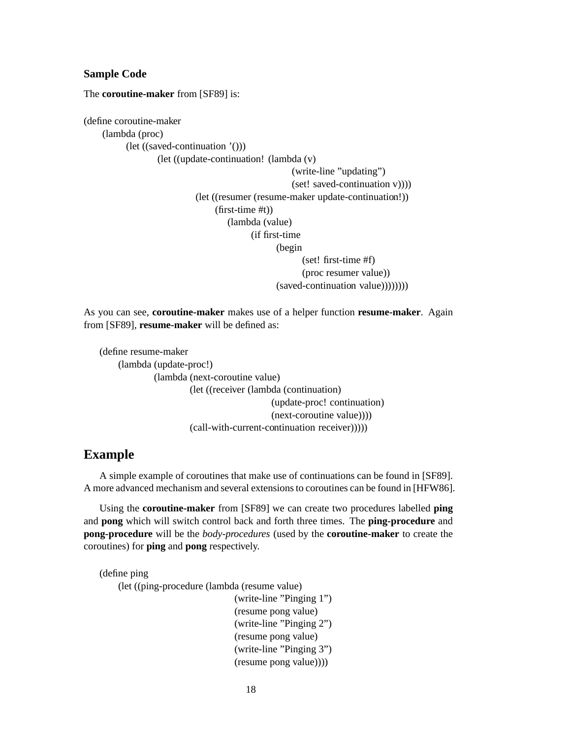### Sample Code

The **coroutine-maker** from [SF89] is:

```
(define coroutine-maker
  (lambda (proc)
    (let ((saved-continuation '()))
      (let ((update-continuation! (lambda (v)
                                    (write-line "updating")
                                    (set! saved-continuation v))))
        (let ((resumer (resume-maker update-continuation!))
              (first-time #t))
          (lambda (value)
            (if first-time
                (begin
                  (set! first-time #f)
                  (proc resumer value))
                (saved-continuation value))))))))
```

As you can see, **coroutine-maker** makes use of a helper function **resume-maker**. Again from [SF89], **resume-maker** will be defined as:

```
(define resume-maker
  (lambda (update-proc!)
    (lambda (next-coroutine value)
      (let ((receiver (lambda (continuation)
                        (update-proc! continuation)
                        (next-coroutine value))))
        (call-with-current-continuation receiver)))))
```

## Example

A simple example of coroutines that make use of continuations can be found in [SF89]. A more advanced mechanism and several extensions to coroutines can be found in [HFW86].

Using the **coroutine-maker** from [SF89] we can create two procedures labelled **ping** and **pong** which will switch control back and forth three times. The **ping-procedure** and **pong-procedure** will be the *body-procedures* (used by the **coroutine-maker** to create the coroutines) for **ping** and **pong** respectively.

```
(define ping
  (let ((ping-procedure (lambda (resume value)
                          (write-line "Pinging 1")
                          (resume pong value)
                          (write-line "Pinging 2")
                          (resume pong value)
                          (write-line "Pinging 3")
                          (resume pong value))))
```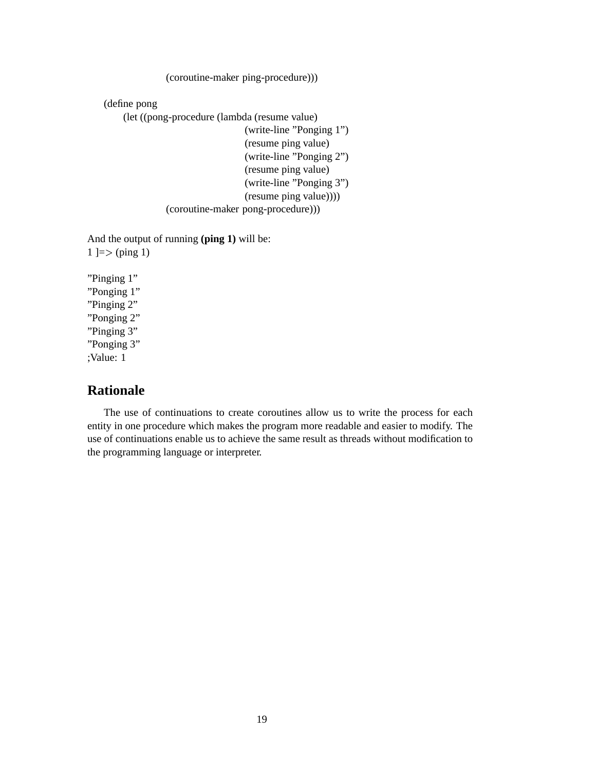```
                    (coroutine-maker ping-procedure)))

(define pong
    (let ((pong-procedure (lambda (resume value)
                            (write-line "Ponging 1")
                            (resume ping value)
                            (write-line "Ponging 2")
                            (resume ping value)
                            (write-line "Ponging 3")
                            (resume ping value))))
        (coroutine-maker pong-procedure)))
```

And the output of running **(ping 1)** will be:

```
1 ]=> (ping 1)

"Pinging 1"
"Ponging 1"
"Pinging 2"
"Ponging 2"
"Pinging 3"
"Ponging 3"
;Value: 1
```

## Rationale

The use of continuations to create coroutines allow us to write the process for each entity in one procedure which makes the program more readable and easier to modify. The use of continuations enable us to achieve the same result as threads without modification to the programming language or interpreter.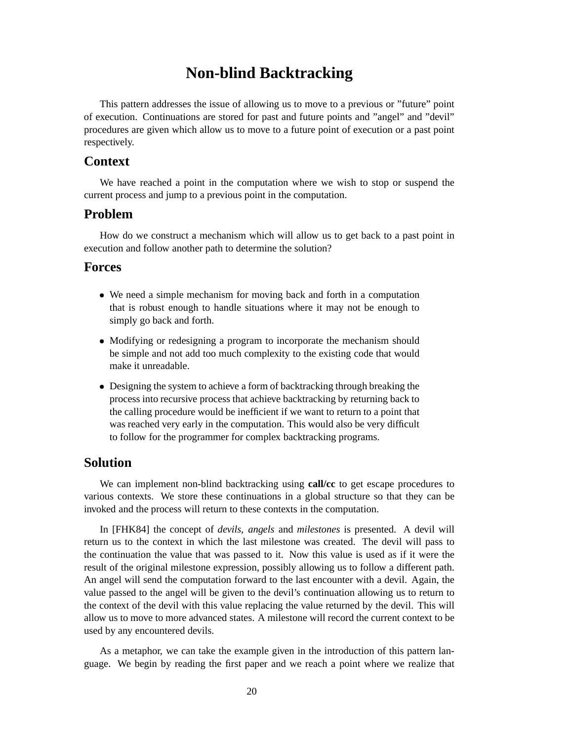# Non-blind Backtracking

This pattern addresses the issue of allowing us to move to a previous or "future" point of execution. Continuations are stored for past and future points and "angel" and "devil" procedures are given which allow us to move to a future point of execution or a past point respectively.

## Context

We have reached a point in the computation where we wish to stop or suspend the current process and jump to a previous point in the computation.

## Problem

How do we construct a mechanism which will allow us to get back to a past point in execution and follow another path to determine the solution?

## Forces

- We need a simple mechanism for moving back and forth in a computation that is robust enough to handle situations where it may not be enough to simply go back and forth.
- Modifying or redesigning a program to incorporate the mechanism should be simple and not add too much complexity to the existing code that would make it unreadable.
- Designing the system to achieve a form of backtracking through breaking the process into recursive process that achieve backtracking by returning back to the calling procedure would be inefficient if we want to return to a point that was reached very early in the computation. This would also be very difficult to follow for the programmer for complex backtracking programs.

## Solution

We can implement non-blind backtracking using **call/cc** to get escape procedures to various contexts. We store these continuations in a global structure so that they can be invoked and the process will return to these contexts in the computation.

In [FHK84] the concept of *devils*, *angels* and *milestones* is presented. A devil will return us to the context in which the last milestone was created. The devil will pass to the continuation the value that was passed to it. Now this value is used as if it were the result of the original milestone expression, possibly allowing us to follow a different path. An angel will send the computation forward to the last encounter with a devil. Again, the value passed to the angel will be given to the devil's continuation allowing us to return to the context of the devil with this value replacing the value returned by the devil. This will allow us to move to more advanced states. A milestone will record the current context to be used by any encountered devils.

As a metaphor, we can take the example given in the introduction of this pattern language. We begin by reading the first paper and we reach a point where we realize that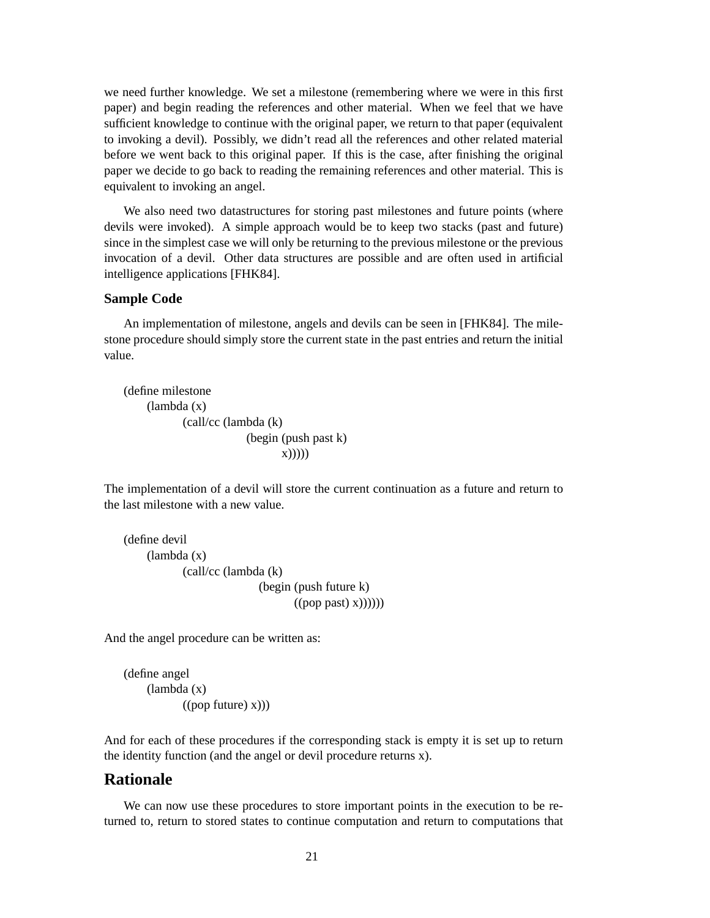we need further knowledge. We set a milestone (remembering where we were in this first paper) and begin reading the references and other material. When we feel that we have sufficient knowledge to continue with the original paper, we return to that paper (equivalent to invoking a devil). Possibly, we didn't read all the references and other related material before we went back to this original paper. If this is the case, after finishing the original paper we decide to go back to reading the remaining references and other material. This is equivalent to invoking an angel.

We also need two datastructures for storing past milestones and future points (where devils were invoked). A simple approach would be to keep two stacks (past and future) since in the simplest case we will only be returning to the previous milestone or the previous invocation of a devil. Other data structures are possible and are often used in artificial intelligence applications [FHK84].

### Sample Code

An implementation of milestone, angels and devils can be seen in [FHK84]. The milestone procedure should simply store the current state in the past entries and return the initial value.

```
(define milestone
    (lambda (x)
        (call/cc (lambda (k)
                    (begin (push past k)
                        x)))))
```

The implementation of a devil will store the current continuation as a future and return to the last milestone with a new value.

```
(define devil
    (lambda (x)
        (call/cc (lambda (k)
                    (begin (push future k)
                        ((pop past) x))))))
```

And the angel procedure can be written as:

```
(define angel
    (lambda (x)
        ((pop future) x)))
```

And for each of these procedures if the corresponding stack is empty it is set up to return the identity function (and the angel or devil procedure returns x).

## Rationale

We can now use these procedures to store important points in the execution to be returned to, return to stored states to continue computation and return to computations that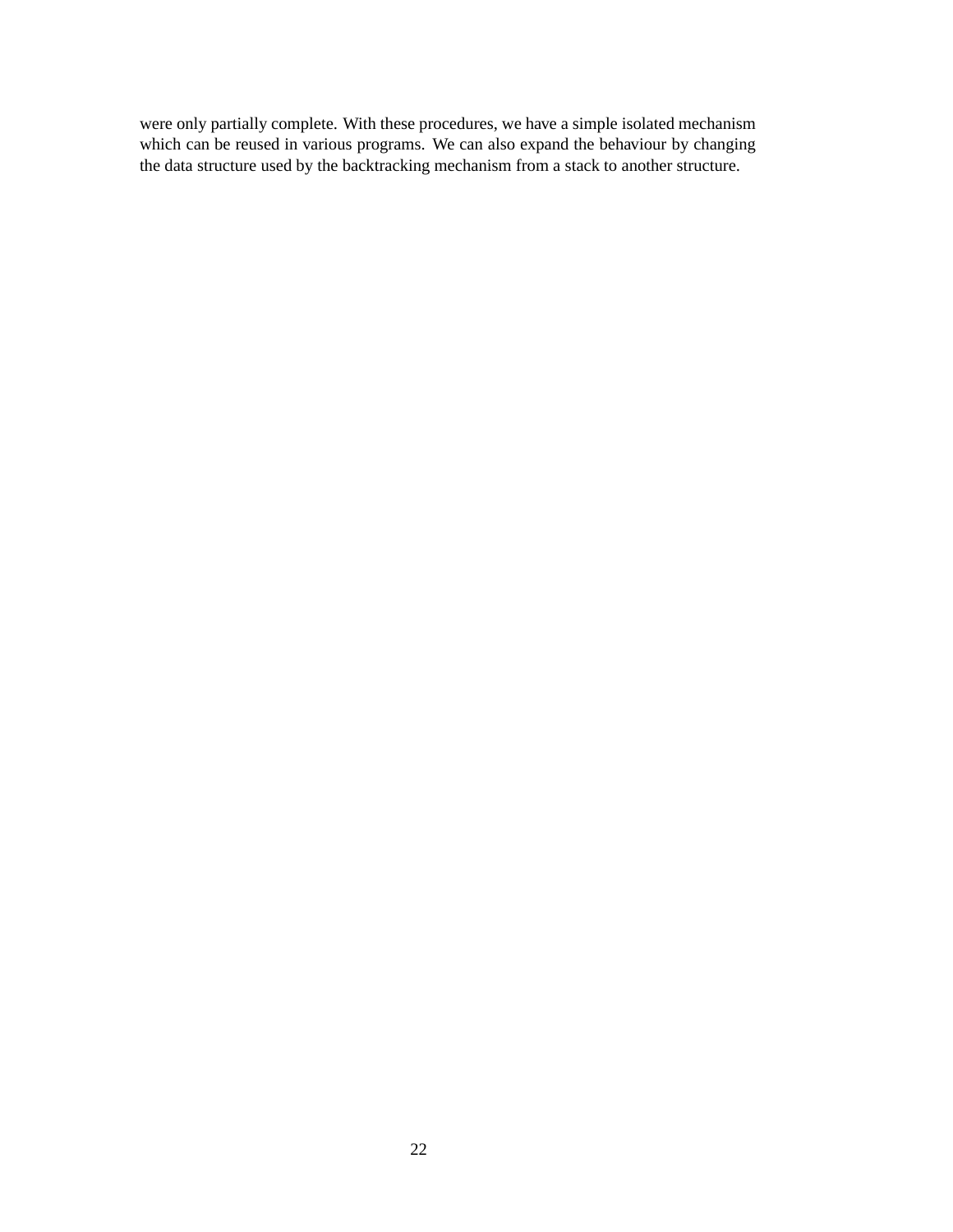were only partially complete. With these procedures, we have a simple isolated mechanism which can be reused in various programs. We can also expand the behaviour by changing the data structure used by the backtracking mechanism from a stack to another structure.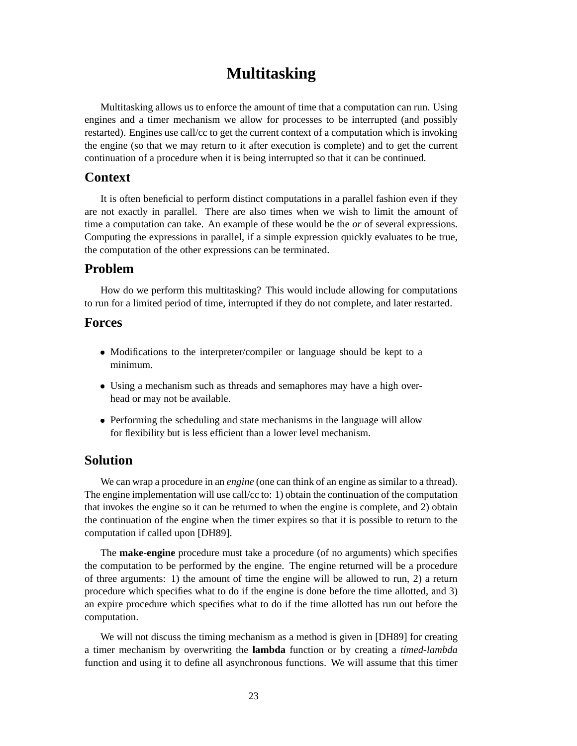# Multitasking

Multitasking allows us to enforce the amount of time that a computation can run. Using engines and a timer mechanism we allow for processes to be interrupted (and possibly restarted). Engines use call/cc to get the current context of a computation which is invoking the engine (so that we may return to it after execution is complete) and to get the current continuation of a procedure when it is being interrupted so that it can be continued.

## Context

It is often beneficial to perform distinct computations in a parallel fashion even if they are not exactly in parallel. There are also times when we wish to limit the amount of time a computation can take. An example of these would be the *or* of several expressions. Computing the expressions in parallel, if a simple expression quickly evaluates to be true, the computation of the other expressions can be terminated.

## Problem

How do we perform this multitasking? This would include allowing for computations to run for a limited period of time, interrupted if they do not complete, and later restarted.

## Forces

- Modifications to the interpreter/compiler or language should be kept to a minimum.
- Using a mechanism such as threads and semaphores may have a high overhead or may not be available.
- Performing the scheduling and state mechanisms in the language will allow for flexibility but is less efficient than a lower level mechanism.

## Solution

We can wrap a procedure in an *engine* (one can think of an engine as similar to a thread). The engine implementation will use call/cc to: 1) obtain the continuation of the computation that invokes the engine so it can be returned to when the engine is complete, and 2) obtain the continuation of the engine when the timer expires so that it is possible to return to the computation if called upon [DH89].

The **make-engine** procedure must take a procedure (of no arguments) which specifies the computation to be performed by the engine. The engine returned will be a procedure of three arguments: 1) the amount of time the engine will be allowed to run, 2) a return procedure which specifies what to do if the engine is done before the time allotted, and 3) an expire procedure which specifies what to do if the time allotted has run out before the computation.

We will not discuss the timing mechanism as a method is given in [DH89] for creating a timer mechanism by overwriting the **lambda** function or by creating a *timed-lambda* function and using it to define all asynchronous functions. We will assume that this timer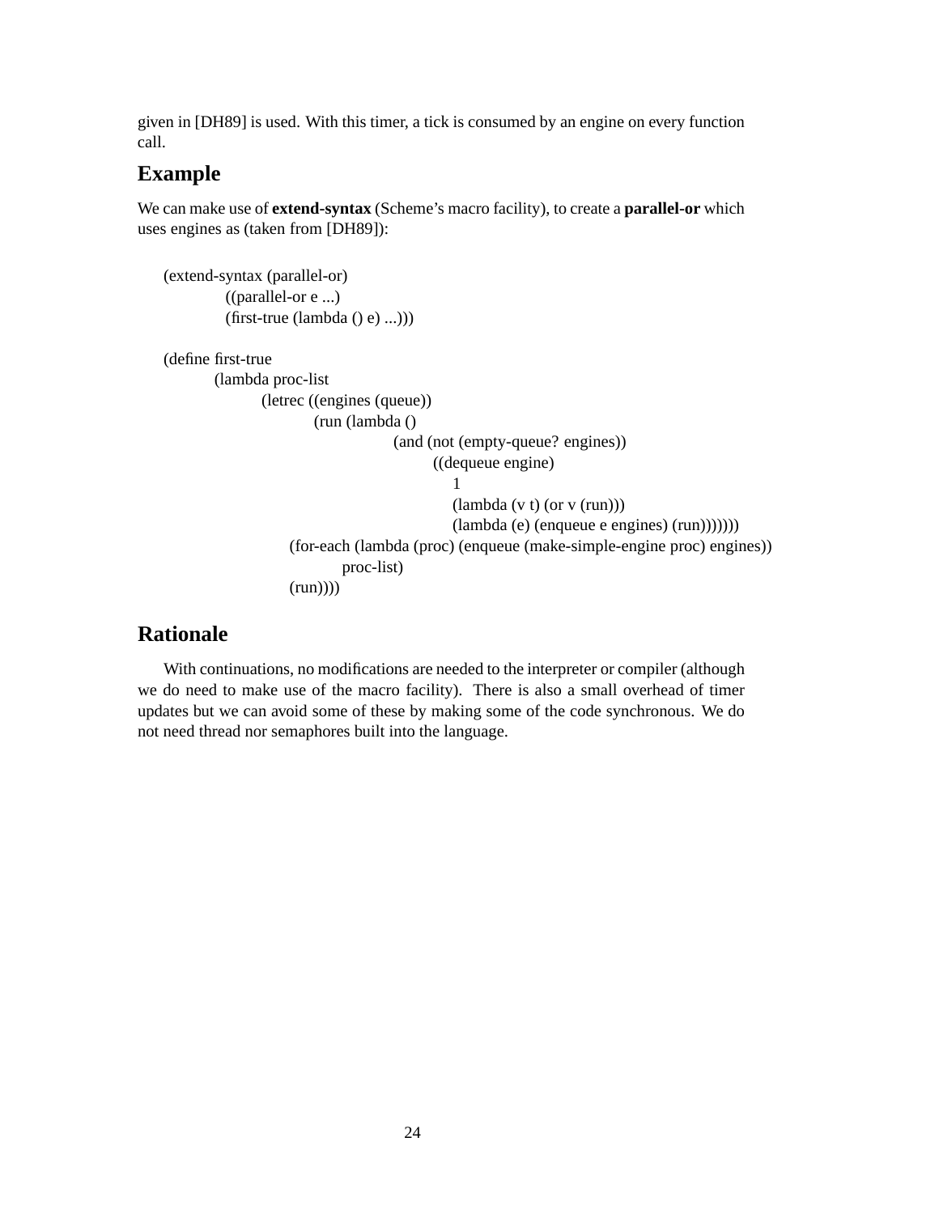given in [DH89] is used. With this timer, a tick is consumed by an engine on every function call.

## Example

We can make use of **extend-syntax** (Scheme's macro facility), to create a **parallel-or** which uses engines as (taken from [DH89]):

```
(extend-syntax (parallel-or)
    ((parallel-or e ...)
    (first-true (lambda () e) ...)))

(define first-true
    (lambda proc-list
        (letrec ((engines (queue))
                (run (lambda ()
                        (and (not (empty-queue? engines))
                            ((dequeue engine)
                              1
                              (lambda (v t) (or v (run)))
                              (lambda (e) (enqueue e engines) (run)))))))
            (for-each (lambda (proc) (enqueue (make-simple-engine proc) engines))
                proc-list)
            (run))))
```

## Rationale

With continuations, no modifications are needed to the interpreter or compiler (although we do need to make use of the macro facility). There is also a small overhead of timer updates but we can avoid some of these by making some of the code synchronous. We do not need thread nor semaphores built into the language.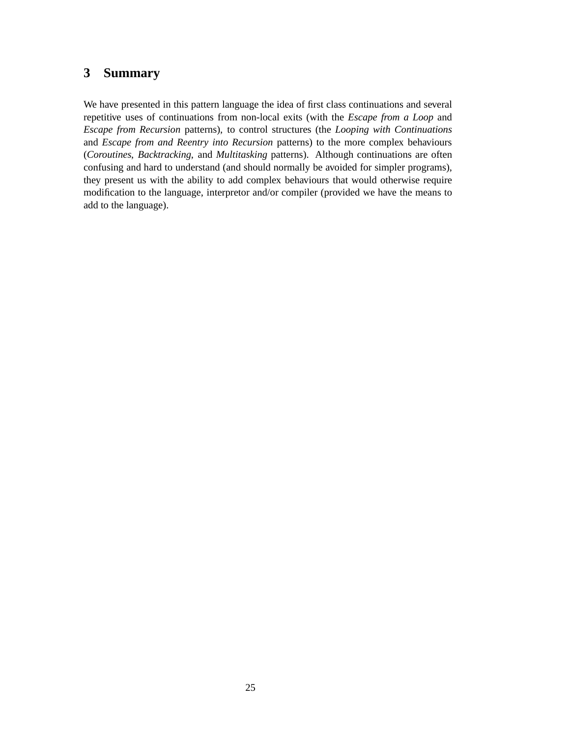## 3 Summary

We have presented in this pattern language the idea of first class continuations and several repetitive uses of continuations from non-local exits (with the *Escape from a Loop* and *Escape from Recursion* patterns), to control structures (the *Looping with Continuations* and *Escape from and Reentry into Recursion* patterns) to the more complex behaviours (*Coroutines*, *Backtracking*, and *Multitasking* patterns). Although continuations are often confusing and hard to understand (and should normally be avoided for simpler programs), they present us with the ability to add complex behaviours that would otherwise require modification to the language, interpretor and/or compiler (provided we have the means to add to the language).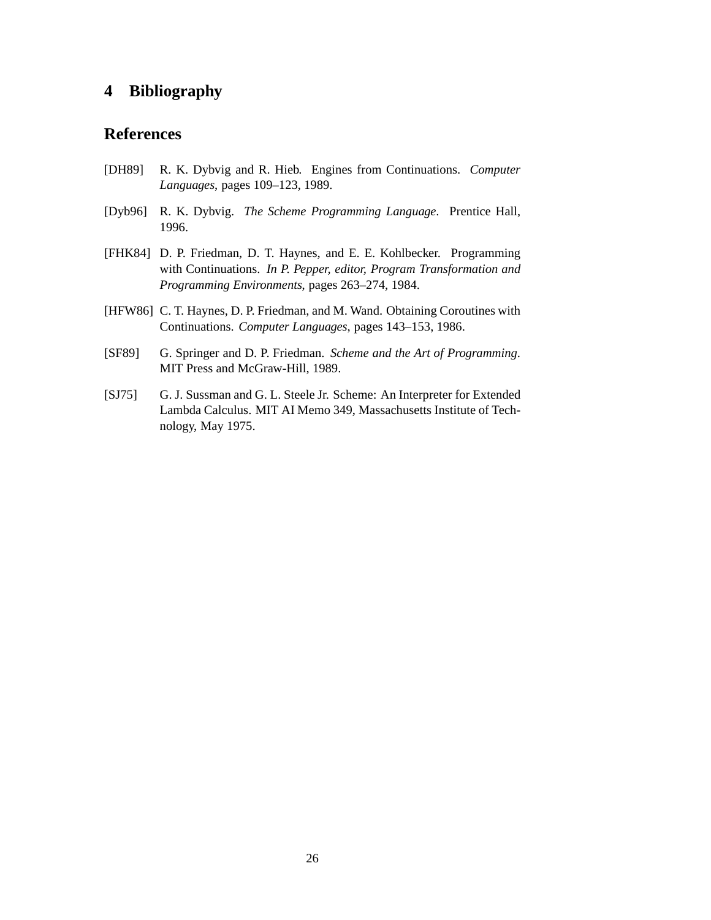# 4 Bibliography

## References

[DH89] R. K. Dybvig and R. Hieb. Engines from Continuations. *Computer Languages*, pages 109–123, 1989.

[Dyb96] R. K. Dybvig. *The Scheme Programming Language*. Prentice Hall, 1996.

[FHK84] D. P. Friedman, D. T. Haynes, and E. E. Kohlbecker. Programming with Continuations. *In P. Pepper, editor, Program Transformation and Programming Environments*, pages 263–274, 1984.

[HFW86] C. T. Haynes, D. P. Friedman, and M. Wand. Obtaining Coroutines with Continuations. *Computer Languages*, pages 143–153, 1986.

[SF89] G. Springer and D. P. Friedman. *Scheme and the Art of Programming*. MIT Press and McGraw-Hill, 1989.

[SJ75] G. J. Sussman and G. L. Steele Jr. Scheme: An Interpreter for Extended Lambda Calculus. MIT AI Memo 349, Massachusetts Institute of Technology, May 1975.